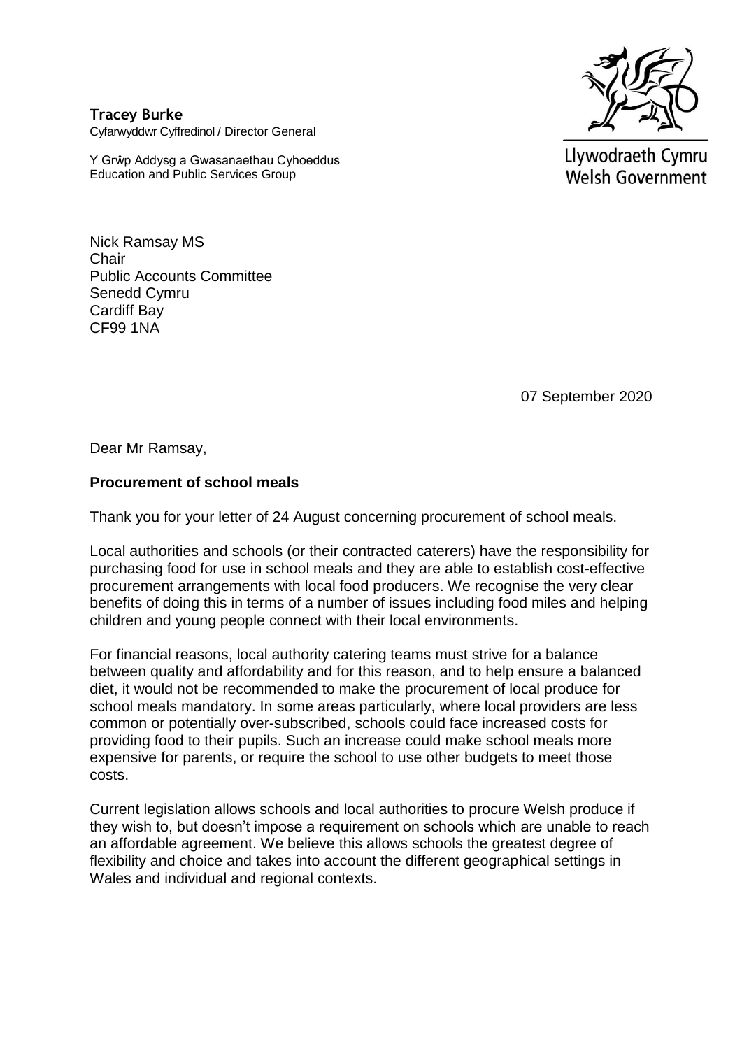**Tracey Burke**
Cyfarwyddwr Cyffredinol / Director General

Y Grŵp Addysg a Gwasanaethau Cyhoeddus
Education and Public Services Group

Llywodraeth Cymru
Welsh Government

Nick Ramsay MS
Chair
Public Accounts Committee
Senedd Cymru
Cardiff Bay
CF99 1NA

07 September 2020

Dear Mr Ramsay,

**Procurement of school meals**

Thank you for your letter of 24 August concerning procurement of school meals.

Local authorities and schools (or their contracted caterers) have the responsibility for purchasing food for use in school meals and they are able to establish cost-effective procurement arrangements with local food producers. We recognise the very clear benefits of doing this in terms of a number of issues including food miles and helping children and young people connect with their local environments.

For financial reasons, local authority catering teams must strive for a balance between quality and affordability and for this reason, and to help ensure a balanced diet, it would not be recommended to make the procurement of local produce for school meals mandatory. In some areas particularly, where local providers are less common or potentially over-subscribed, schools could face increased costs for providing food to their pupils. Such an increase could make school meals more expensive for parents, or require the school to use other budgets to meet those costs.

Current legislation allows schools and local authorities to procure Welsh produce if they wish to, but doesn't impose a requirement on schools which are unable to reach an affordable agreement. We believe this allows schools the greatest degree of flexibility and choice and takes into account the different geographical settings in Wales and individual and regional contexts.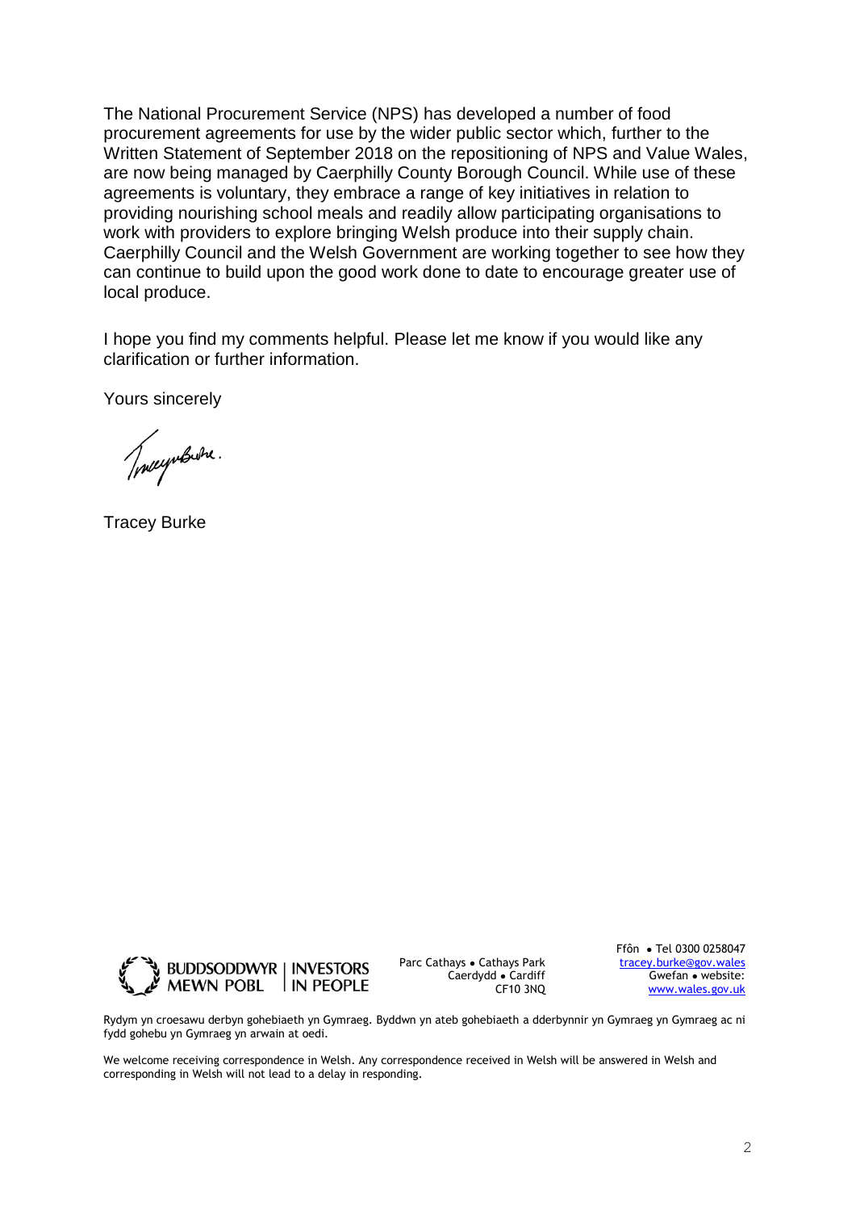The National Procurement Service (NPS) has developed a number of food procurement agreements for use by the wider public sector which, further to the Written Statement of September 2018 on the repositioning of NPS and Value Wales, are now being managed by Caerphilly County Borough Council. While use of these agreements is voluntary, they embrace a range of key initiatives in relation to providing nourishing school meals and readily allow participating organisations to work with providers to explore bringing Welsh produce into their supply chain. Caerphilly Council and the Welsh Government are working together to see how they can continue to build upon the good work done to date to encourage greater use of local produce.

I hope you find my comments helpful. Please let me know if you would like any clarification or further information.

Yours sincerely

Tracey Burke

BUDDSODDWYR MEWN POBL | INVESTORS IN PEOPLE

Parc Cathays • Cathays Park
Caerdydd • Cardiff
CF10 3NQ

Ffôn • Tel 0300 0258047
tracey.burke@gov.wales
Gwefan • website:
www.wales.gov.uk

Rydym yn croesawu derbyn gohebiaeth yn Gymraeg. Byddwn yn ateb gohebiaeth a dderbynnir yn Gymraeg yn Gymraeg ac ni fydd gohebu yn Gymraeg yn arwain at oedi.

We welcome receiving correspondence in Welsh. Any correspondence received in Welsh will be answered in Welsh and corresponding in Welsh will not lead to a delay in responding.